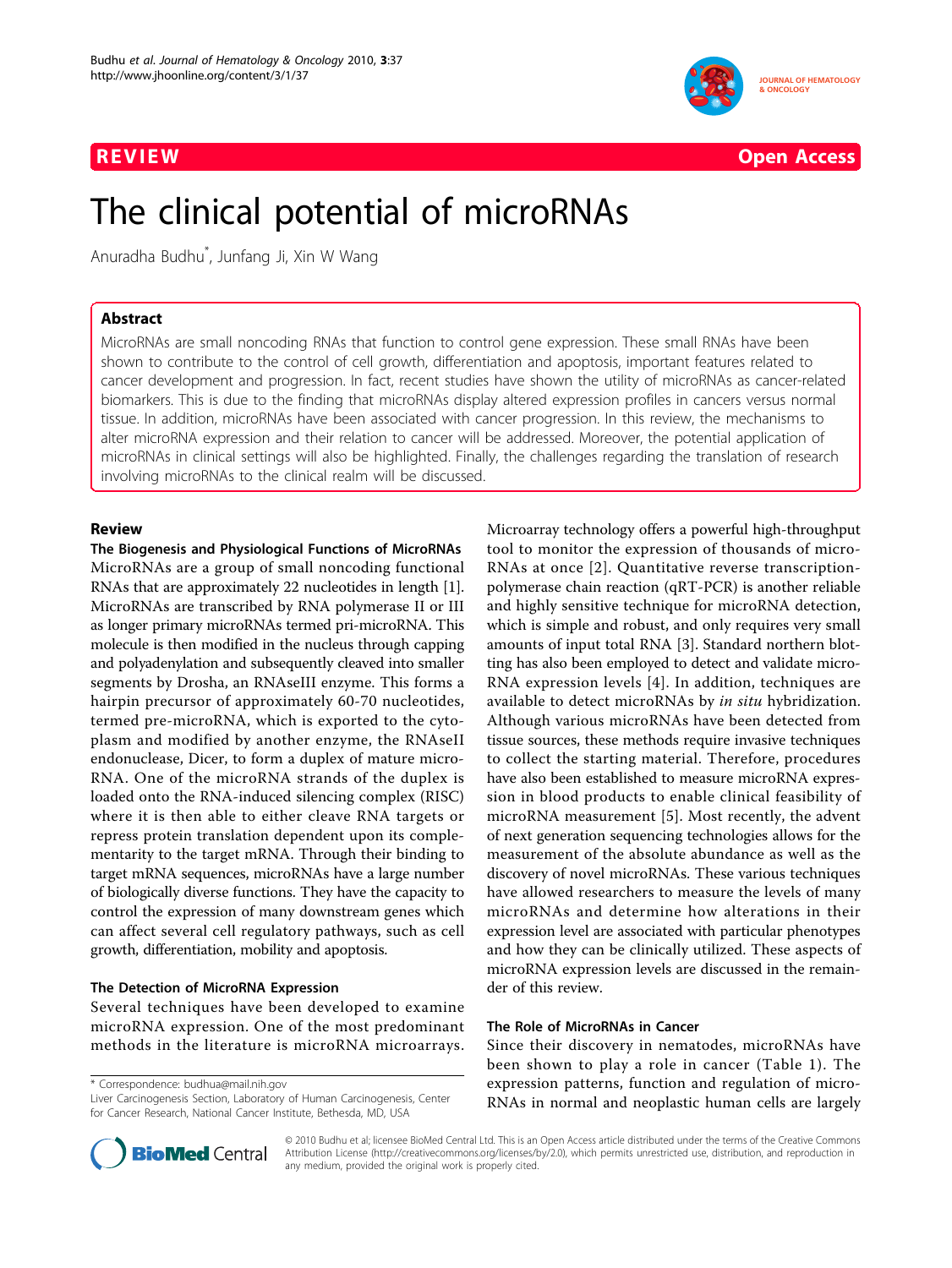REVIEW Open Access

# The clinical potential of microRNAs

Anuradha Budhu[*], Junfang Ji, Xin W Wang

## Abstract

MicroRNAs are small noncoding RNAs that function to control gene expression. These small RNAs have been shown to contribute to the control of cell growth, differentiation and apoptosis, important features related to cancer development and progression. In fact, recent studies have shown the utility of microRNAs as cancer-related biomarkers. This is due to the finding that microRNAs display altered expression profiles in cancers versus normal tissue. In addition, microRNAs have been associated with cancer progression. In this review, the mechanisms to alter microRNA expression and their relation to cancer will be addressed. Moreover, the potential application of microRNAs in clinical settings will also be highlighted. Finally, the challenges regarding the translation of research involving microRNAs to the clinical realm will be discussed.

## Review

### The Biogenesis and Physiological Functions of MicroRNAs

MicroRNAs are a group of small noncoding functional RNAs that are approximately 22 nucleotides in length [1]. MicroRNAs are transcribed by RNA polymerase II or III as longer primary microRNAs termed pri-microRNA. This molecule is then modified in the nucleus through capping and polyadenylation and subsequently cleaved into smaller segments by Drosha, an RNAseIII enzyme. This forms a hairpin precursor of approximately 60-70 nucleotides, termed pre-microRNA, which is exported to the cytoplasm and modified by another enzyme, the RNAseII endonuclease, Dicer, to form a duplex of mature microRNA. One of the microRNA strands of the duplex is loaded onto the RNA-induced silencing complex (RISC) where it is then able to either cleave RNA targets or repress protein translation dependent upon its complementarity to the target mRNA. Through their binding to target mRNA sequences, microRNAs have a large number of biologically diverse functions. They have the capacity to control the expression of many downstream genes which can affect several cell regulatory pathways, such as cell growth, differentiation, mobility and apoptosis.

### The Detection of MicroRNA Expression

Several techniques have been developed to examine microRNA expression. One of the most predominant methods in the literature is microRNA microarrays. Microarray technology offers a powerful high-throughput tool to monitor the expression of thousands of microRNAs at once [2]. Quantitative reverse transcription-polymerase chain reaction (qRT-PCR) is another reliable and highly sensitive technique for microRNA detection, which is simple and robust, and only requires very small amounts of input total RNA [3]. Standard northern blotting has also been employed to detect and validate microRNA expression levels [4]. In addition, techniques are available to detect microRNAs by *in situ* hybridization. Although various microRNAs have been detected from tissue sources, these methods require invasive techniques to collect the starting material. Therefore, procedures have also been established to measure microRNA expression in blood products to enable clinical feasibility of microRNA measurement [5]. Most recently, the advent of next generation sequencing technologies allows for the measurement of the absolute abundance as well as the discovery of novel microRNAs. These various techniques have allowed researchers to measure the levels of many microRNAs and determine how alterations in their expression level are associated with particular phenotypes and how they can be clinically utilized. These aspects of microRNA expression levels are discussed in the remainder of this review.

### The Role of MicroRNAs in Cancer

Since their discovery in nematodes, microRNAs have been shown to play a role in cancer (Table 1). The expression patterns, function and regulation of microRNAs in normal and neoplastic human cells are largely

* Correspondence: budhua@mail.nih.gov
Liver Carcinogenesis Section, Laboratory of Human Carcinogenesis, Center for Cancer Research, National Cancer Institute, Bethesda, MD, USA

© 2010 Budhu et al; licensee BioMed Central Ltd. This is an Open Access article distributed under the terms of the Creative Commons Attribution License (http://creativecommons.org/licenses/by/2.0), which permits unrestricted use, distribution, and reproduction in any medium, provided the original work is properly cited.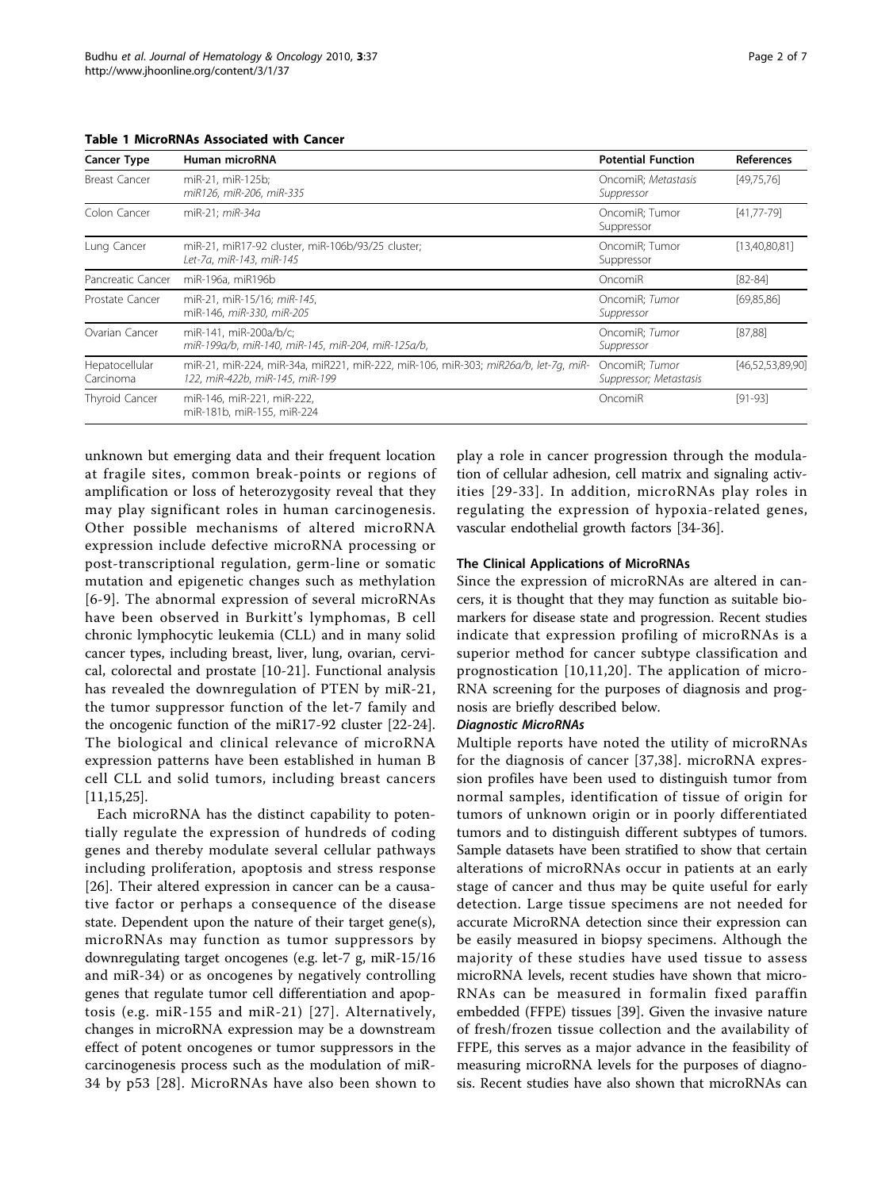**Table 1 MicroRNAs Associated with Cancer**

| Cancer Type | Human microRNA | Potential Function | References |
|---|---|---|---|
| Breast Cancer | miR-21, miR-125b; *miR126, miR-206, miR-335* | OncomiR; *Metastasis Suppressor* | [49,75,76] |
| Colon Cancer | miR-21; *miR-34a* | OncomiR; Tumor Suppressor | [41,77-79] |
| Lung Cancer | miR-21, miR17-92 cluster, miR-106b/93/25 cluster; *Let-7a, miR-143, miR-145* | OncomiR; Tumor Suppressor | [13,40,80,81] |
| Pancreatic Cancer | miR-196a, miR196b | OncomiR | [82-84] |
| Prostate Cancer | miR-21, miR-15/16; *miR-145*, miR-146, *miR-330, miR-205* | OncomiR; *Tumor Suppressor* | [69,85,86] |
| Ovarian Cancer | miR-141, miR-200a/b/c; *miR-199a/b, miR-140, miR-145, miR-204, miR-125a/b,* | OncomiR; *Tumor Suppressor* | [87,88] |
| Hepatocellular Carcinoma | miR-21, miR-224, miR-34a, miR221, miR-222, miR-106, miR-303; *miR26a/b, let-7g, miR-122, miR-422b, miR-145, miR-199* | OncomiR; *Tumor Suppressor; Metastasis* | [46,52,53,89,90] |
| Thyroid Cancer | miR-146, miR-221, miR-222, miR-181b, miR-155, miR-224 | OncomiR | [91-93] |

unknown but emerging data and their frequent location at fragile sites, common break-points or regions of amplification or loss of heterozygosity reveal that they may play significant roles in human carcinogenesis. Other possible mechanisms of altered microRNA expression include defective microRNA processing or post-transcriptional regulation, germ-line or somatic mutation and epigenetic changes such as methylation [6-9]. The abnormal expression of several microRNAs have been observed in Burkitt's lymphomas, B cell chronic lymphocytic leukemia (CLL) and in many solid cancer types, including breast, liver, lung, ovarian, cervical, colorectal and prostate [10-21]. Functional analysis has revealed the downregulation of PTEN by miR-21, the tumor suppressor function of the let-7 family and the oncogenic function of the miR17-92 cluster [22-24]. The biological and clinical relevance of microRNA expression patterns have been established in human B cell CLL and solid tumors, including breast cancers [11,15,25].

Each microRNA has the distinct capability to potentially regulate the expression of hundreds of coding genes and thereby modulate several cellular pathways including proliferation, apoptosis and stress response [26]. Their altered expression in cancer can be a causative factor or perhaps a consequence of the disease state. Dependent upon the nature of their target gene(s), microRNAs may function as tumor suppressors by downregulating target oncogenes (e.g. let-7 g, miR-15/16 and miR-34) or as oncogenes by negatively controlling genes that regulate tumor cell differentiation and apoptosis (e.g. miR-155 and miR-21) [27]. Alternatively, changes in microRNA expression may be a downstream effect of potent oncogenes or tumor suppressors in the carcinogenesis process such as the modulation of miR-34 by p53 [28]. MicroRNAs have also been shown to play a role in cancer progression through the modulation of cellular adhesion, cell matrix and signaling activities [29-33]. In addition, microRNAs play roles in regulating the expression of hypoxia-related genes, vascular endothelial growth factors [34-36].

### The Clinical Applications of MicroRNAs

Since the expression of microRNAs are altered in cancers, it is thought that they may function as suitable biomarkers for disease state and progression. Recent studies indicate that expression profiling of microRNAs is a superior method for cancer subtype classification and prognostication [10,11,20]. The application of microRNA screening for the purposes of diagnosis and prognosis are briefly described below.

#### *Diagnostic MicroRNAs*

Multiple reports have noted the utility of microRNAs for the diagnosis of cancer [37,38]. microRNA expression profiles have been used to distinguish tumor from normal samples, identification of tissue of origin for tumors of unknown origin or in poorly differentiated tumors and to distinguish different subtypes of tumors. Sample datasets have been stratified to show that certain alterations of microRNAs occur in patients at an early stage of cancer and thus may be quite useful for early detection. Large tissue specimens are not needed for accurate MicroRNA detection since their expression can be easily measured in biopsy specimens. Although the majority of these studies have used tissue to assess microRNA levels, recent studies have shown that microRNAs can be measured in formalin fixed paraffin embedded (FFPE) tissues [39]. Given the invasive nature of fresh/frozen tissue collection and the availability of FFPE, this serves as a major advance in the feasibility of measuring microRNA levels for the purposes of diagnosis. Recent studies have also shown that microRNAs can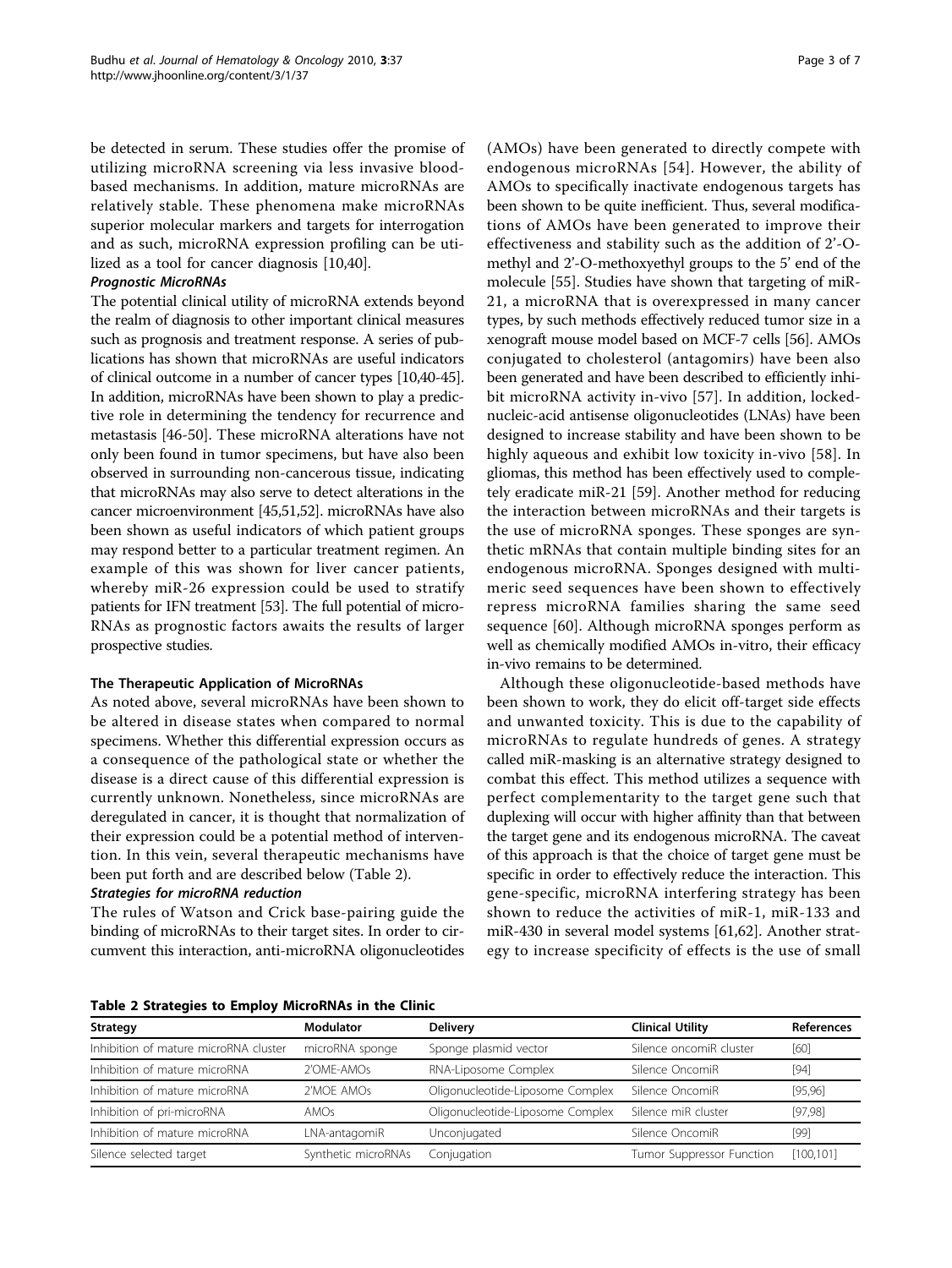be detected in serum. These studies offer the promise of utilizing microRNA screening via less invasive blood-based mechanisms. In addition, mature microRNAs are relatively stable. These phenomena make microRNAs superior molecular markers and targets for interrogation and as such, microRNA expression profiling can be utilized as a tool for cancer diagnosis [10,40].

#### *Prognostic MicroRNAs*

The potential clinical utility of microRNA extends beyond the realm of diagnosis to other important clinical measures such as prognosis and treatment response. A series of publications has shown that microRNAs are useful indicators of clinical outcome in a number of cancer types [10,40-45]. In addition, microRNAs have been shown to play a predictive role in determining the tendency for recurrence and metastasis [46-50]. These microRNA alterations have not only been found in tumor specimens, but have also been observed in surrounding non-cancerous tissue, indicating that microRNAs may also serve to detect alterations in the cancer microenvironment [45,51,52]. microRNAs have also been shown as useful indicators of which patient groups may respond better to a particular treatment regimen. An example of this was shown for liver cancer patients, whereby miR-26 expression could be used to stratify patients for IFN treatment [53]. The full potential of microRNAs as prognostic factors awaits the results of larger prospective studies.

### The Therapeutic Application of MicroRNAs

As noted above, several microRNAs have been shown to be altered in disease states when compared to normal specimens. Whether this differential expression occurs as a consequence of the pathological state or whether the disease is a direct cause of this differential expression is currently unknown. Nonetheless, since microRNAs are deregulated in cancer, it is thought that normalization of their expression could be a potential method of intervention. In this vein, several therapeutic mechanisms have been put forth and are described below (Table 2).

#### *Strategies for microRNA reduction*

The rules of Watson and Crick base-pairing guide the binding of microRNAs to their target sites. In order to circumvent this interaction, anti-microRNA oligonucleotides (AMOs) have been generated to directly compete with endogenous microRNAs [54]. However, the ability of AMOs to specifically inactivate endogenous targets has been shown to be quite inefficient. Thus, several modifications of AMOs have been generated to improve their effectiveness and stability such as the addition of 2'-O-methyl and 2'-O-methoxyethyl groups to the 5' end of the molecule [55]. Studies have shown that targeting of miR-21, a microRNA that is overexpressed in many cancer types, by such methods effectively reduced tumor size in a xenograft mouse model based on MCF-7 cells [56]. AMOs conjugated to cholesterol (antagomirs) have been also been generated and have been described to efficiently inhibit microRNA activity in-vivo [57]. In addition, locked-nucleic-acid antisense oligonucleotides (LNAs) have been designed to increase stability and have been shown to be highly aqueous and exhibit low toxicity in-vivo [58]. In gliomas, this method has been effectively used to completely eradicate miR-21 [59]. Another method for reducing the interaction between microRNAs and their targets is the use of microRNA sponges. These sponges are synthetic mRNAs that contain multiple binding sites for an endogenous microRNA. Sponges designed with multimeric seed sequences have been shown to effectively repress microRNA families sharing the same seed sequence [60]. Although microRNA sponges perform as well as chemically modified AMOs in-vitro, their efficacy in-vivo remains to be determined.

Although these oligonucleotide-based methods have been shown to work, they do elicit off-target side effects and unwanted toxicity. This is due to the capability of microRNAs to regulate hundreds of genes. A strategy called miR-masking is an alternative strategy designed to combat this effect. This method utilizes a sequence with perfect complementarity to the target gene such that duplexing will occur with higher affinity than that between the target gene and its endogenous microRNA. The caveat of this approach is that the choice of target gene must be specific in order to effectively reduce the interaction. This gene-specific, microRNA interfering strategy has been shown to reduce the activities of miR-1, miR-133 and miR-430 in several model systems [61,62]. Another strategy to increase specificity of effects is the use of small

**Table 2 Strategies to Employ MicroRNAs in the Clinic**

| Strategy | Modulator | Delivery | Clinical Utility | References |
|---|---|---|---|---|
| Inhibition of mature microRNA cluster | microRNA sponge | Sponge plasmid vector | Silence oncomiR cluster | [60] |
| Inhibition of mature microRNA | 2'OME-AMOs | RNA-Liposome Complex | Silence OncomiR | [94] |
| Inhibition of mature microRNA | 2'MOE AMOs | Oligonucleotide-Liposome Complex | Silence OncomiR | [95,96] |
| Inhibition of pri-microRNA | AMOs | Oligonucleotide-Liposome Complex | Silence miR cluster | [97,98] |
| Inhibition of mature microRNA | LNA-antagomiR | Unconjugated | Silence OncomiR | [99] |
| Silence selected target | Synthetic microRNAs | Conjugation | Tumor Suppressor Function | [100,101] |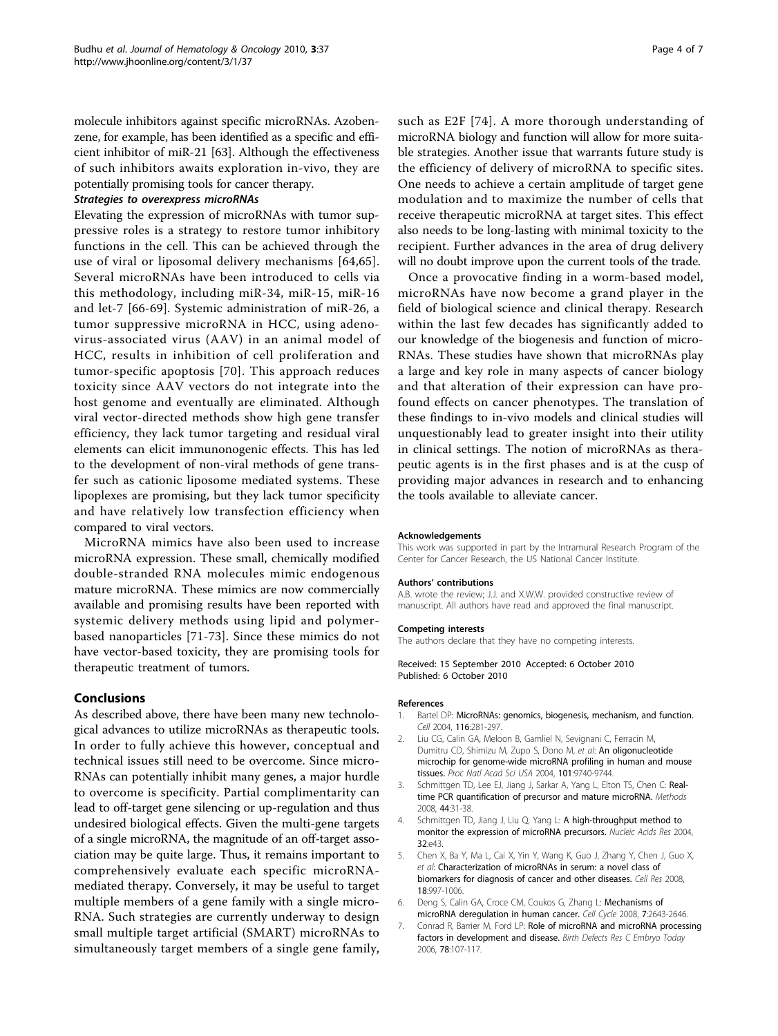molecule inhibitors against specific microRNAs. Azobenzene, for example, has been identified as a specific and efficient inhibitor of miR-21 [63]. Although the effectiveness of such inhibitors awaits exploration in-vivo, they are potentially promising tools for cancer therapy.

#### *Strategies to overexpress microRNAs*

Elevating the expression of microRNAs with tumor suppressive roles is a strategy to restore tumor inhibitory functions in the cell. This can be achieved through the use of viral or liposomal delivery mechanisms [64,65]. Several microRNAs have been introduced to cells via this methodology, including miR-34, miR-15, miR-16 and let-7 [66-69]. Systemic administration of miR-26, a tumor suppressive microRNA in HCC, using adenovirus-associated virus (AAV) in an animal model of HCC, results in inhibition of cell proliferation and tumor-specific apoptosis [70]. This approach reduces toxicity since AAV vectors do not integrate into the host genome and eventually are eliminated. Although viral vector-directed methods show high gene transfer efficiency, they lack tumor targeting and residual viral elements can elicit immunonogenic effects. This has led to the development of non-viral methods of gene transfer such as cationic liposome mediated systems. These lipoplexes are promising, but they lack tumor specificity and have relatively low transfection efficiency when compared to viral vectors.

MicroRNA mimics have also been used to increase microRNA expression. These small, chemically modified double-stranded RNA molecules mimic endogenous mature microRNA. These mimics are now commercially available and promising results have been reported with systemic delivery methods using lipid and polymer-based nanoparticles [71-73]. Since these mimics do not have vector-based toxicity, they are promising tools for therapeutic treatment of tumors.

## Conclusions

As described above, there have been many new technological advances to utilize microRNAs as therapeutic tools. In order to fully achieve this however, conceptual and technical issues still need to be overcome. Since microRNAs can potentially inhibit many genes, a major hurdle to overcome is specificity. Partial complimentarity can lead to off-target gene silencing or up-regulation and thus undesired biological effects. Given the multi-gene targets of a single microRNA, the magnitude of an off-target association may be quite large. Thus, it remains important to comprehensively evaluate each specific microRNA-mediated therapy. Conversely, it may be useful to target multiple members of a gene family with a single microRNA. Such strategies are currently underway to design small multiple target artificial (SMART) microRNAs to simultaneously target members of a single gene family, such as E2F [74]. A more thorough understanding of microRNA biology and function will allow for more suitable strategies. Another issue that warrants future study is the efficiency of delivery of microRNA to specific sites. One needs to achieve a certain amplitude of target gene modulation and to maximize the number of cells that receive therapeutic microRNA at target sites. This effect also needs to be long-lasting with minimal toxicity to the recipient. Further advances in the area of drug delivery will no doubt improve upon the current tools of the trade.

Once a provocative finding in a worm-based model, microRNAs have now become a grand player in the field of biological science and clinical therapy. Research within the last few decades has significantly added to our knowledge of the biogenesis and function of microRNAs. These studies have shown that microRNAs play a large and key role in many aspects of cancer biology and that alteration of their expression can have profound effects on cancer phenotypes. The translation of these findings to in-vivo models and clinical studies will unquestionably lead to greater insight into their utility in clinical settings. The notion of microRNAs as therapeutic agents is in the first phases and is at the cusp of providing major advances in research and to enhancing the tools available to alleviate cancer.

#### Acknowledgements

This work was supported in part by the Intramural Research Program of the Center for Cancer Research, the US National Cancer Institute.

#### Authors' contributions

A.B. wrote the review; J.J. and X.W.W. provided constructive review of manuscript. All authors have read and approved the final manuscript.

#### Competing interests

The authors declare that they have no competing interests.

Received: 15 September 2010 Accepted: 6 October 2010
Published: 6 October 2010

#### References

1. Bartel DP: **MicroRNAs: genomics, biogenesis, mechanism, and function.** *Cell* 2004, **116**:281-297.
2. Liu CG, Calin GA, Meloon B, Gamliel N, Sevignani C, Ferracin M, Dumitru CD, Shimizu M, Zupo S, Dono M, *et al*: **An oligonucleotide microchip for genome-wide microRNA profiling in human and mouse tissues.** *Proc Natl Acad Sci USA* 2004, **101**:9740-9744.
3. Schmittgen TD, Lee EJ, Jiang J, Sarkar A, Yang L, Elton TS, Chen C: **Real-time PCR quantification of precursor and mature microRNA.** *Methods* 2008, **44**:31-38.
4. Schmittgen TD, Jiang J, Liu Q, Yang L: **A high-throughput method to monitor the expression of microRNA precursors.** *Nucleic Acids Res* 2004, **32**:e43.
5. Chen X, Ba Y, Ma L, Cai X, Yin Y, Wang K, Guo J, Zhang Y, Chen J, Guo X, *et al*: **Characterization of microRNAs in serum: a novel class of biomarkers for diagnosis of cancer and other diseases.** *Cell Res* 2008, **18**:997-1006.
6. Deng S, Calin GA, Croce CM, Coukos G, Zhang L: **Mechanisms of microRNA deregulation in human cancer.** *Cell Cycle* 2008, **7**:2643-2646.
7. Conrad R, Barrier M, Ford LP: **Role of microRNA and microRNA processing factors in development and disease.** *Birth Defects Res C Embryo Today* 2006, **78**:107-117.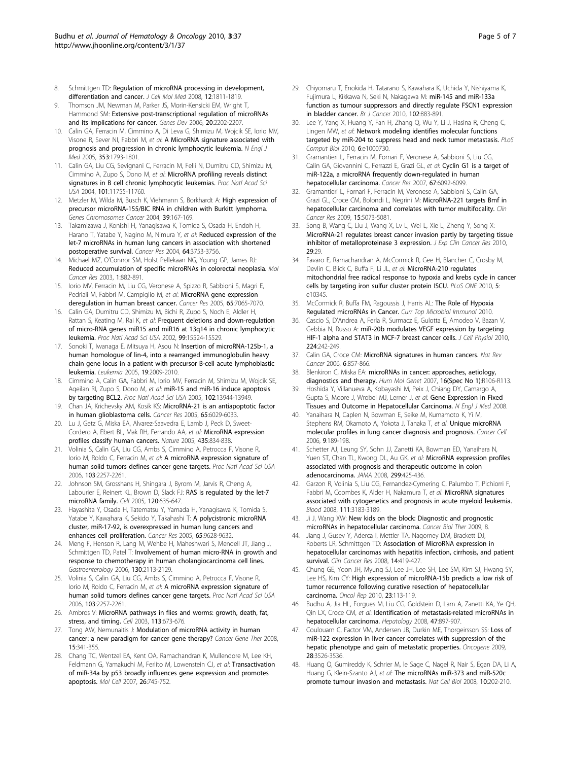8. Schmittgen TD: Regulation of microRNA processing in development, differentiation and cancer. *J Cell Mol Med* 2008, 12:1811-1819.
9. Thomson JM, Newman M, Parker JS, Morin-Kensicki EM, Wright T, Hammond SM: Extensive post-transcriptional regulation of microRNAs and its implications for cancer. *Genes Dev* 2006, 20:2202-2207.
10. Calin GA, Ferracin M, Cimmino A, Di Leva G, Shimizu M, Wojcik SE, Iorio MV, Visone R, Sever NI, Fabbri M, *et al*: A MicroRNA signature associated with prognosis and progression in chronic lymphocytic leukemia. *N Engl J Med* 2005, 353:1793-1801.
11. Calin GA, Liu CG, Sevignani C, Ferracin M, Felli N, Dumitru CD, Shimizu M, Cimmino A, Zupo S, Dono M, *et al*: MicroRNA profiling reveals distinct signatures in B cell chronic lymphocytic leukemias. *Proc Natl Acad Sci USA* 2004, 101:11755-11760.
12. Metzler M, Wilda M, Busch K, Viehmann S, Borkhardt A: High expression of precursor microRNA-155/BIC RNA in children with Burkitt lymphoma. *Genes Chromosomes Cancer* 2004, 39:167-169.
13. Takamizawa J, Konishi H, Yanagisawa K, Tomida S, Osada H, Endoh H, Harano T, Yatabe Y, Nagino M, Nimura Y, *et al*: Reduced expression of the let-7 microRNAs in human lung cancers in association with shortened postoperative survival. *Cancer Res* 2004, 64:3753-3756.
14. Michael MZ, O'Connor SM, Holst Pellekaan NG, Young GP, James RJ: Reduced accumulation of specific microRNAs in colorectal neoplasia. *Mol Cancer Res* 2003, 1:882-891.
15. Iorio MV, Ferracin M, Liu CG, Veronese A, Spizzo R, Sabbioni S, Magri E, Pedriali M, Fabbri M, Campiglio M, *et al*: MicroRNA gene expression deregulation in human breast cancer. *Cancer Res* 2005, 65:7065-7070.
16. Calin GA, Dumitru CD, Shimizu M, Bichi R, Zupo S, Noch E, Aldler H, Rattan S, Keating M, Rai K, *et al*: Frequent deletions and down-regulation of micro-RNA genes miR15 and miR16 at 13q14 in chronic lymphocytic leukemia. *Proc Natl Acad Sci USA* 2002, 99:15524-15529.
17. Sonoki T, Iwanaga E, Mitsuya H, Asou N: Insertion of microRNA-125b-1, a human homologue of lin-4, into a rearranged immunoglobulin heavy chain gene locus in a patient with precursor B-cell acute lymphoblastic leukemia. *Leukemia* 2005, 19:2009-2010.
18. Cimmino A, Calin GA, Fabbri M, Iorio MV, Ferracin M, Shimizu M, Wojcik SE, Aqeilan RI, Zupo S, Dono M, *et al*: miR-15 and miR-16 induce apoptosis by targeting BCL2. *Proc Natl Acad Sci USA* 2005, 102:13944-13949.
19. Chan JA, Krichevsky AM, Kosik KS: MicroRNA-21 is an antiapoptotic factor in human glioblastoma cells. *Cancer Res* 2005, 65:6029-6033.
20. Lu J, Getz G, Miska EA, Alvarez-Saavedra E, Lamb J, Peck D, Sweet-Cordero A, Ebert BL, Mak RH, Ferrando AA, *et al*: MicroRNA expression profiles classify human cancers. *Nature* 2005, 435:834-838.
21. Volinia S, Calin GA, Liu CG, Ambs S, Cimmino A, Petrocca F, Visone R, Iorio M, Roldo C, Ferracin M, *et al*: A microRNA expression signature of human solid tumors defines cancer gene targets. *Proc Natl Acad Sci USA* 2006, 103:2257-2261.
22. Johnson SM, Grosshans H, Shingara J, Byrom M, Jarvis R, Cheng A, Labourier E, Reinert KL, Brown D, Slack FJ: RAS is regulated by the let-7 microRNA family. *Cell* 2005, 120:635-647.
23. Hayashita Y, Osada H, Tatematsu Y, Yamada H, Yanagisawa K, Tomida S, Yatabe Y, Kawahara K, Sekido Y, Takahashi T: A polycistronic microRNA cluster, miR-17-92, is overexpressed in human lung cancers and enhances cell proliferation. *Cancer Res* 2005, 65:9628-9632.
24. Meng F, Henson R, Lang M, Wehbe H, Maheshwari S, Mendell JT, Jiang J, Schmittgen TD, Patel T: Involvement of human micro-RNA in growth and response to chemotherapy in human cholangiocarcinoma cell lines. *Gastroenterology* 2006, 130:2113-2129.
25. Volinia S, Calin GA, Liu CG, Ambs S, Cimmino A, Petrocca F, Visone R, Iorio M, Roldo C, Ferracin M, *et al*: A microRNA expression signature of human solid tumors defines cancer gene targets. *Proc Natl Acad Sci USA* 2006, 103:2257-2261.
26. Ambros V: MicroRNA pathways in flies and worms: growth, death, fat, stress, and timing. *Cell* 2003, 113:673-676.
27. Tong AW, Nemunaitis J: Modulation of microRNA activity in human cancer: a new paradigm for cancer gene therapy? *Cancer Gene Ther* 2008, 15:341-355.
28. Chang TC, Wentzel EA, Kent OA, Ramachandran K, Mullendore M, Lee KH, Feldmann G, Yamakuchi M, Ferlito M, Lowenstein CJ, *et al*: Transactivation of miR-34a by p53 broadly influences gene expression and promotes apoptosis. *Mol Cell* 2007, 26:745-752.
29. Chiyomaru T, Enokida H, Tatarano S, Kawahara K, Uchida Y, Nishiyama K, Fujimura L, Kikkawa N, Seki N, Nakagawa M: miR-145 and miR-133a function as tumour suppressors and directly regulate FSCN1 expression in bladder cancer. *Br J Cancer* 2010, 102:883-891.
30. Lee Y, Yang X, Huang Y, Fan H, Zhang Q, Wu Y, Li J, Hasina R, Cheng C, Lingen MW, *et al*: Network modeling identifies molecular functions targeted by miR-204 to suppress head and neck tumor metastasis. *PLoS Comput Biol* 2010, 6:e1000730.
31. Gramantieri L, Ferracin M, Fornari F, Veronese A, Sabbioni S, Liu CG, Calin GA, Giovannini C, Ferrazzi E, Grazi GL, *et al*: Cyclin G1 is a target of miR-122a, a microRNA frequently down-regulated in human hepatocellular carcinoma. *Cancer Res* 2007, 67:6092-6099.
32. Gramantieri L, Fornari F, Ferracin M, Veronese A, Sabbioni S, Calin GA, Grazi GL, Croce CM, Bolondi L, Negrini M: MicroRNA-221 targets Bmf in hepatocellular carcinoma and correlates with tumor multifocality. *Clin Cancer Res* 2009, 15:5073-5081.
33. Song B, Wang C, Liu J, Wang X, Lv L, Wei L, Xie L, Zheng Y, Song X: MicroRNA-21 regulates breast cancer invasion partly by targeting tissue inhibitor of metalloproteinase 3 expression. *J Exp Clin Cancer Res* 2010, 29:29.
34. Favaro E, Ramachandran A, McCormick R, Gee H, Blancher C, Crosby M, Devlin C, Blick C, Buffa F, Li JL, *et al*: MicroRNA-210 regulates mitochondrial free radical response to hypoxia and krebs cycle in cancer cells by targeting iron sulfur cluster protein ISCU. *PLoS ONE* 2010, 5:e10345.
35. McCormick R, Buffa FM, Ragoussis J, Harris AL: The Role of Hypoxia Regulated microRNAs in Cancer. *Curr Top Microbiol Immunol* 2010.
36. Cascio S, D'Andrea A, Ferla R, Surmacz E, Gulotta E, Amodeo V, Bazan V, Gebbia N, Russo A: miR-20b modulates VEGF expression by targeting HIF-1 alpha and STAT3 in MCF-7 breast cancer cells. *J Cell Physiol* 2010, 224:242-249.
37. Calin GA, Croce CM: MicroRNA signatures in human cancers. *Nat Rev Cancer* 2006, 6:857-866.
38. Blenkiron C, Miska EA: microRNAs in cancer: approaches, aetiology, diagnostics and therapy. *Hum Mol Genet* 2007, 16(Spec No 1):R106-R113.
39. Hoshida Y, Villanueva A, Kobayashi M, Peix J, Chiang DY, Camargo A, Gupta S, Moore J, Wrobel MJ, Lerner J, *et al*: Gene Expression in Fixed Tissues and Outcome in Hepatocellular Carcinoma. *N Engl J Med* 2008.
40. Yanaihara N, Caplen N, Bowman E, Seike M, Kumamoto K, Yi M, Stephens RM, Okamoto A, Yokota J, Tanaka T, *et al*: Unique microRNA molecular profiles in lung cancer diagnosis and prognosis. *Cancer Cell* 2006, 9:189-198.
41. Schetter AJ, Leung SY, Sohn JJ, Zanetti KA, Bowman ED, Yanaihara N, Yuen ST, Chan TL, Kwong DL, Au GK, *et al*: MicroRNA expression profiles associated with prognosis and therapeutic outcome in colon adenocarcinoma. *JAMA* 2008, 299:425-436.
42. Garzon R, Volinia S, Liu CG, Fernandez-Cymering C, Palumbo T, Pichiorri F, Fabbri M, Coombes K, Alder H, Nakamura T, *et al*: MicroRNA signatures associated with cytogenetics and prognosis in acute myeloid leukemia. *Blood* 2008, 111:3183-3189.
43. Ji J, Wang XW: New kids on the block: Diagnostic and prognostic microRNAs in hepatocellular carcinoma. *Cancer Biol Ther* 2009, 8.
44. Jiang J, Gusev Y, Aderca I, Mettler TA, Nagorney DM, Brackett DJ, Roberts LR, Schmittgen TD: Association of MicroRNA expression in hepatocellular carcinomas with hepatitis infection, cirrhosis, and patient survival. *Clin Cancer Res* 2008, 14:419-427.
45. Chung GE, Yoon JH, Myung SJ, Lee JH, Lee SH, Lee SM, Kim SJ, Hwang SY, Lee HS, Kim CY: High expression of microRNA-15b predicts a low risk of tumor recurrence following curative resection of hepatocellular carcinoma. *Oncol Rep* 2010, 23:113-119.
46. Budhu A, Jia HL, Forgues M, Liu CG, Goldstein D, Lam A, Zanetti KA, Ye QH, Qin LX, Croce CM, *et al*: Identification of metastasis-related microRNAs in hepatocellular carcinoma. *Hepatology* 2008, 47:897-907.
47. Coulouarn C, Factor VM, Andersen JB, Durkin ME, Thorgeirsson SS: Loss of miR-122 expression in liver cancer correlates with suppression of the hepatic phenotype and gain of metastatic properties. *Oncogene* 2009, 28:3526-3536.
48. Huang Q, Gumireddy K, Schrier M, le Sage C, Nagel R, Nair S, Egan DA, Li A, Huang G, Klein-Szanto AJ, *et al*: The microRNAs miR-373 and miR-520c promote tumour invasion and metastasis. *Nat Cell Biol* 2008, 10:202-210.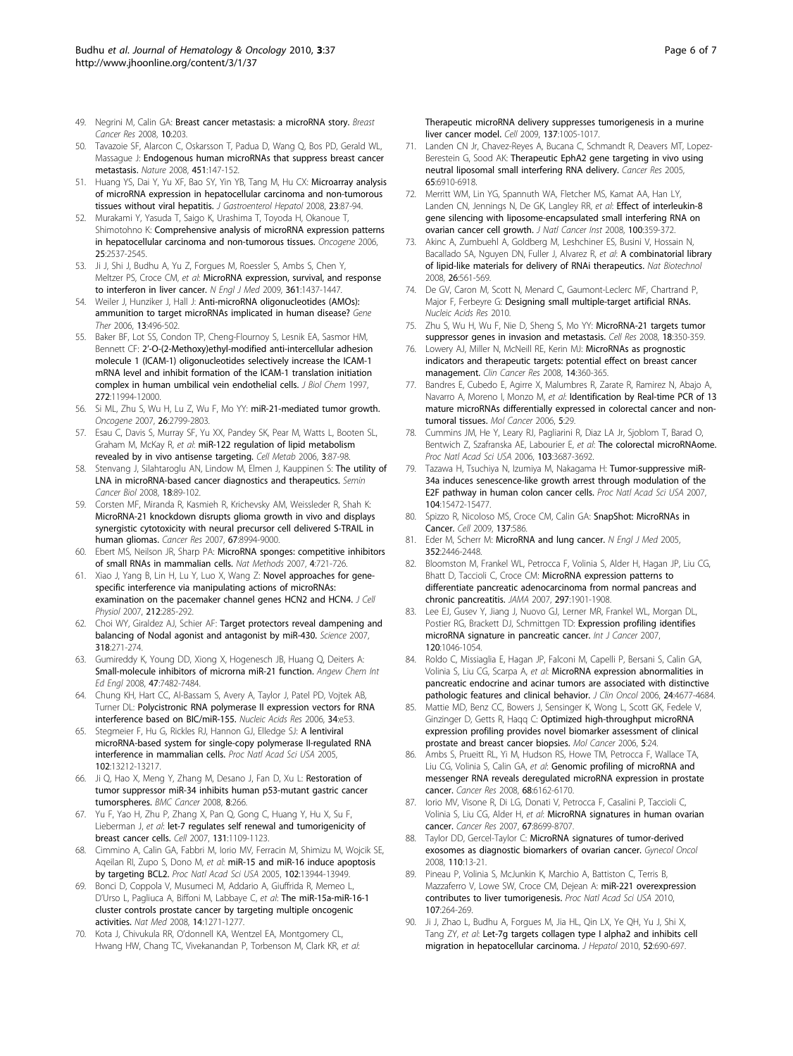49. Negrini M, Calin GA: **Breast cancer metastasis: a microRNA story.** *Breast Cancer Res* 2008, **10**:203.
50. Tavazoie SF, Alarcon C, Oskarsson T, Padua D, Wang Q, Bos PD, Gerald WL, Massague J: **Endogenous human microRNAs that suppress breast cancer metastasis.** *Nature* 2008, **451**:147-152.
51. Huang YS, Dai Y, Yu XF, Bao SY, Yin YB, Tang M, Hu CX: **Microarray analysis of microRNA expression in hepatocellular carcinoma and non-tumorous tissues without viral hepatitis.** *J Gastroenterol Hepatol* 2008, **23**:87-94.
52. Murakami Y, Yasuda T, Saigo K, Urashima T, Toyoda H, Okanoue T, Shimotohno K: **Comprehensive analysis of microRNA expression patterns in hepatocellular carcinoma and non-tumorous tissues.** *Oncogene* 2006, **25**:2537-2545.
53. Ji J, Shi J, Budhu A, Yu Z, Forgues M, Roessler S, Ambs S, Chen Y, Meltzer PS, Croce CM, *et al*: **MicroRNA expression, survival, and response to interferon in liver cancer.** *N Engl J Med* 2009, **361**:1437-1447.
54. Weiler J, Hunziker J, Hall J: **Anti-miRNA oligonucleotides (AMOs): ammunition to target miRNAs implicated in human disease?** *Gene Ther* 2006, **13**:496-502.
55. Baker BF, Lot SS, Condon TP, Cheng-Flournoy S, Lesnik EA, Sasmor HM, Bennett CF: **2'-O-(2-Methoxy)ethyl-modified anti-intercellular adhesion molecule 1 (ICAM-1) oligonucleotides selectively increase the ICAM-1 mRNA level and inhibit formation of the ICAM-1 translation initiation complex in human umbilical vein endothelial cells.** *J Biol Chem* 1997, **272**:11994-12000.
56. Si ML, Zhu S, Wu H, Lu Z, Wu F, Mo YY: **miR-21-mediated tumor growth.** *Oncogene* 2007, **26**:2799-2803.
57. Esau C, Davis S, Murray SF, Yu XX, Pandey SK, Pear M, Watts L, Booten SL, Graham M, McKay R, *et al*: **miR-122 regulation of lipid metabolism revealed by in vivo antisense targeting.** *Cell Metab* 2006, **3**:87-98.
58. Stenvang J, Silahtaroglu AN, Lindow M, Elmen J, Kauppinen S: **The utility of LNA in microRNA-based cancer diagnostics and therapeutics.** *Semin Cancer Biol* 2008, **18**:89-102.
59. Corsten MF, Miranda R, Kasmieh R, Krichevsky AM, Weissleder R, Shah K: **MicroRNA-21 knockdown disrupts glioma growth in vivo and displays synergistic cytotoxicity with neural precursor cell delivered S-TRAIL in human gliomas.** *Cancer Res* 2007, **67**:8994-9000.
60. Ebert MS, Neilson JR, Sharp PA: **MicroRNA sponges: competitive inhibitors of small RNAs in mammalian cells.** *Nat Methods* 2007, **4**:721-726.
61. Xiao J, Yang B, Lin H, Lu Y, Luo X, Wang Z: **Novel approaches for gene-specific interference via manipulating actions of microRNAs: examination on the pacemaker channel genes HCN2 and HCN4.** *J Cell Physiol* 2007, **212**:285-292.
62. Choi WY, Giraldez AJ, Schier AF: **Target protectors reveal dampening and balancing of Nodal agonist and antagonist by miR-430.** *Science* 2007, **318**:271-274.
63. Gumireddy K, Young DD, Xiong X, Hogenesch JB, Huang Q, Deiters A: **Small-molecule inhibitors of microrna miR-21 function.** *Angew Chem Int Ed Engl* 2008, **47**:7482-7484.
64. Chung KH, Hart CC, Al-Bassam S, Avery A, Taylor J, Patel PD, Vojtek AB, Turner DL: **Polycistronic RNA polymerase II expression vectors for RNA interference based on BIC/miR-155.** *Nucleic Acids Res* 2006, **34**:e53.
65. Stegmeier F, Hu G, Rickles RJ, Hannon GJ, Elledge SJ: **A lentiviral microRNA-based system for single-copy polymerase II-regulated RNA interference in mammalian cells.** *Proc Natl Acad Sci USA* 2005, **102**:13212-13217.
66. Ji Q, Hao X, Meng Y, Zhang M, Desano J, Fan D, Xu L: **Restoration of tumor suppressor miR-34 inhibits human p53-mutant gastric cancer tumorspheres.** *BMC Cancer* 2008, **8**:266.
67. Yu F, Yao H, Zhu P, Zhang X, Pan Q, Gong C, Huang Y, Hu X, Su F, Lieberman J, *et al*: **let-7 regulates self renewal and tumorigenicity of breast cancer cells.** *Cell* 2007, **131**:1109-1123.
68. Cimmino A, Calin GA, Fabbri M, Iorio MV, Ferracin M, Shimizu M, Wojcik SE, Aqeilan RI, Zupo S, Dono M, *et al*: **miR-15 and miR-16 induce apoptosis by targeting BCL2.** *Proc Natl Acad Sci USA* 2005, **102**:13944-13949.
69. Bonci D, Coppola V, Musumeci M, Addario A, Giuffrida R, Memeo L, D'Urso L, Pagliuca A, Biffoni M, Labbaye C, *et al*: **The miR-15a-miR-16-1 cluster controls prostate cancer by targeting multiple oncogenic activities.** *Nat Med* 2008, **14**:1271-1277.
70. Kota J, Chivukula RR, O'donnell KA, Wentzel EA, Montgomery CL, Hwang HW, Chang TC, Vivekanandan P, Torbenson M, Clark KR, *et al*: **Therapeutic microRNA delivery suppresses tumorigenesis in a murine liver cancer model.** *Cell* 2009, **137**:1005-1017.
71. Landen CN Jr, Chavez-Reyes A, Bucana C, Schmandt R, Deavers MT, Lopez-Berestein G, Sood AK: **Therapeutic EphA2 gene targeting in vivo using neutral liposomal small interfering RNA delivery.** *Cancer Res* 2005, **65**:6910-6918.
72. Merritt WM, Lin YG, Spannuth WA, Fletcher MS, Kamat AA, Han LY, Landen CN, Jennings N, De GK, Langley RR, *et al*: **Effect of interleukin-8 gene silencing with liposome-encapsulated small interfering RNA on ovarian cancer cell growth.** *J Natl Cancer Inst* 2008, **100**:359-372.
73. Akinc A, Zumbuehl A, Goldberg M, Leshchiner ES, Busini V, Hossain N, Bacallado SA, Nguyen DN, Fuller J, Alvarez R, *et al*: **A combinatorial library of lipid-like materials for delivery of RNAi therapeutics.** *Nat Biotechnol* 2008, **26**:561-569.
74. De GV, Caron M, Scott N, Menard C, Gaumont-Leclerc MF, Chartrand P, Major F, Ferbeyre G: **Designing small multiple-target artificial RNAs.** *Nucleic Acids Res* 2010.
75. Zhu S, Wu H, Wu F, Nie D, Sheng S, Mo YY: **MicroRNA-21 targets tumor suppressor genes in invasion and metastasis.** *Cell Res* 2008, **18**:350-359.
76. Lowery AJ, Miller N, McNeill RE, Kerin MJ: **MicroRNAs as prognostic indicators and therapeutic targets: potential effect on breast cancer management.** *Clin Cancer Res* 2008, **14**:360-365.
77. Bandres E, Cubedo E, Agirre X, Malumbres R, Zarate R, Ramirez N, Abajo A, Navarro A, Moreno I, Monzo M, *et al*: **Identification by Real-time PCR of 13 mature microRNAs differentially expressed in colorectal cancer and non-tumoral tissues.** *Mol Cancer* 2006, **5**:29.
78. Cummins JM, He Y, Leary RJ, Pagliarini R, Diaz LA Jr, Sjoblom T, Barad O, Bentwich Z, Szafranska AE, Labourier E, *et al*: **The colorectal microRNAome.** *Proc Natl Acad Sci USA* 2006, **103**:3687-3692.
79. Tazawa H, Tsuchiya N, Izumiya M, Nakagama H: **Tumor-suppressive miR-34a induces senescence-like growth arrest through modulation of the E2F pathway in human colon cancer cells.** *Proc Natl Acad Sci USA* 2007, **104**:15472-15477.
80. Spizzo R, Nicoloso MS, Croce CM, Calin GA: **SnapShot: MicroRNAs in Cancer.** *Cell* 2009, **137**:586.
81. Eder M, Scherr M: **MicroRNA and lung cancer.** *N Engl J Med* 2005, **352**:2446-2448.
82. Bloomston M, Frankel WL, Petrocca F, Volinia S, Alder H, Hagan JP, Liu CG, Bhatt D, Taccioli C, Croce CM: **MicroRNA expression patterns to differentiate pancreatic adenocarcinoma from normal pancreas and chronic pancreatitis.** *JAMA* 2007, **297**:1901-1908.
83. Lee EJ, Gusev Y, Jiang J, Nuovo GJ, Lerner MR, Frankel WL, Morgan DL, Postier RG, Brackett DJ, Schmittgen TD: **Expression profiling identifies microRNA signature in pancreatic cancer.** *Int J Cancer* 2007, **120**:1046-1054.
84. Roldo C, Missiaglia E, Hagan JP, Falconi M, Capelli P, Bersani S, Calin GA, Volinia S, Liu CG, Scarpa A, *et al*: **MicroRNA expression abnormalities in pancreatic endocrine and acinar tumors are associated with distinctive pathologic features and clinical behavior.** *J Clin Oncol* 2006, **24**:4677-4684.
85. Mattie MD, Benz CC, Bowers J, Sensinger K, Wong L, Scott GK, Fedele V, Ginzinger D, Getts R, Haqq C: **Optimized high-throughput microRNA expression profiling provides novel biomarker assessment of clinical prostate and breast cancer biopsies.** *Mol Cancer* 2006, **5**:24.
86. Ambs S, Prueitt RL, Yi M, Hudson RS, Howe TM, Petrocca F, Wallace TA, Liu CG, Volinia S, Calin GA, *et al*: **Genomic profiling of microRNA and messenger RNA reveals deregulated microRNA expression in prostate cancer.** *Cancer Res* 2008, **68**:6162-6170.
87. Iorio MV, Visone R, Di LG, Donati V, Petrocca F, Casalini P, Taccioli C, Volinia S, Liu CG, Alder H, *et al*: **MicroRNA signatures in human ovarian cancer.** *Cancer Res* 2007, **67**:8699-8707.
88. Taylor DD, Gercel-Taylor C: **MicroRNA signatures of tumor-derived exosomes as diagnostic biomarkers of ovarian cancer.** *Gynecol Oncol* 2008, **110**:13-21.
89. Pineau P, Volinia S, McJunkin K, Marchio A, Battiston C, Terris B, Mazzaferro V, Lowe SW, Croce CM, Dejean A: **miR-221 overexpression contributes to liver tumorigenesis.** *Proc Natl Acad Sci USA* 2010, **107**:264-269.
90. Ji J, Zhao L, Budhu A, Forgues M, Jia HL, Qin LX, Ye QH, Yu J, Shi X, Tang ZY, *et al*: **Let-7g targets collagen type I alpha2 and inhibits cell migration in hepatocellular carcinoma.** *J Hepatol* 2010, **52**:690-697.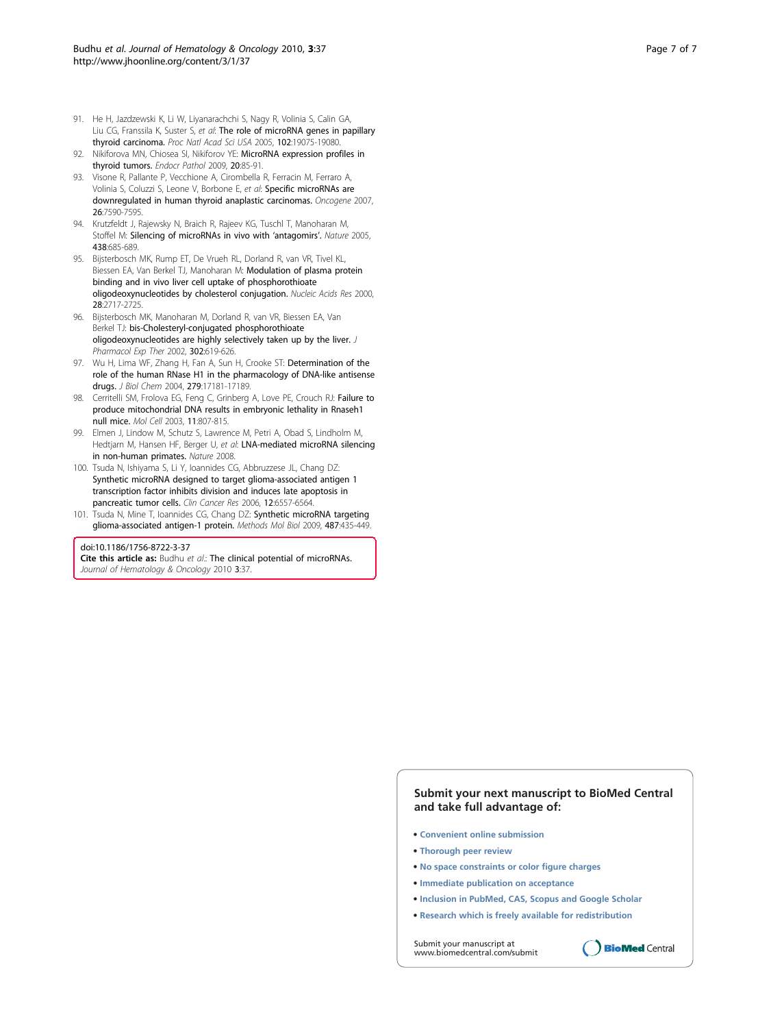91. He H, Jazdzewski K, Li W, Liyanarachchi S, Nagy R, Volinia S, Calin GA, Liu CG, Franssila K, Suster S, *et al*: **The role of microRNA genes in papillary thyroid carcinoma.** *Proc Natl Acad Sci USA* 2005, **102**:19075-19080.
92. Nikiforova MN, Chiosea SI, Nikiforov YE: **MicroRNA expression profiles in thyroid tumors.** *Endocr Pathol* 2009, **20**:85-91.
93. Visone R, Pallante P, Vecchione A, Cirombella R, Ferracin M, Ferraro A, Volinia S, Coluzzi S, Leone V, Borbone E, *et al*: **Specific microRNAs are downregulated in human thyroid anaplastic carcinomas.** *Oncogene* 2007, **26**:7590-7595.
94. Krutzfeldt J, Rajewsky N, Braich R, Rajeev KG, Tuschl T, Manoharan M, Stoffel M: **Silencing of microRNAs in vivo with 'antagomirs'.** *Nature* 2005, **438**:685-689.
95. Bijsterbosch MK, Rump ET, De Vrueh RL, Dorland R, van VR, Tivel KL, Biessen EA, Van Berkel TJ, Manoharan M: **Modulation of plasma protein binding and in vivo liver cell uptake of phosphorothioate oligodeoxynucleotides by cholesterol conjugation.** *Nucleic Acids Res* 2000, **28**:2717-2725.
96. Bijsterbosch MK, Manoharan M, Dorland R, van VR, Biessen EA, Van Berkel TJ: **bis-Cholesteryl-conjugated phosphorothioate oligodeoxynucleotides are highly selectively taken up by the liver.** *J Pharmacol Exp Ther* 2002, **302**:619-626.
97. Wu H, Lima WF, Zhang H, Fan A, Sun H, Crooke ST: **Determination of the role of the human RNase H1 in the pharmacology of DNA-like antisense drugs.** *J Biol Chem* 2004, **279**:17181-17189.
98. Cerritelli SM, Frolova EG, Feng C, Grinberg A, Love PE, Crouch RJ: **Failure to produce mitochondrial DNA results in embryonic lethality in Rnaseh1 null mice.** *Mol Cell* 2003, **11**:807-815.
99. Elmen J, Lindow M, Schutz S, Lawrence M, Petri A, Obad S, Lindholm M, Hedtjarn M, Hansen HF, Berger U, *et al*: **LNA-mediated microRNA silencing in non-human primates.** *Nature* 2008.
100. Tsuda N, Ishiyama S, Li Y, Ioannides CG, Abbruzzese JL, Chang DZ: **Synthetic microRNA designed to target glioma-associated antigen 1 transcription factor inhibits division and induces late apoptosis in pancreatic tumor cells.** *Clin Cancer Res* 2006, **12**:6557-6564.
101. Tsuda N, Mine T, Ioannides CG, Chang DZ: **Synthetic microRNA targeting glioma-associated antigen-1 protein.** *Methods Mol Biol* 2009, **487**:435-449.

doi:10.1186/1756-8722-3-37
**Cite this article as:** Budhu *et al.*: The clinical potential of microRNAs. *Journal of Hematology & Oncology* 2010 **3**:37.

**Submit your next manuscript to BioMed Central and take full advantage of:**

- Convenient online submission
- Thorough peer review
- No space constraints or color figure charges
- Immediate publication on acceptance
- Inclusion in PubMed, CAS, Scopus and Google Scholar
- Research which is freely available for redistribution

Submit your manuscript at
www.biomedcentral.com/submit

BioMed Central